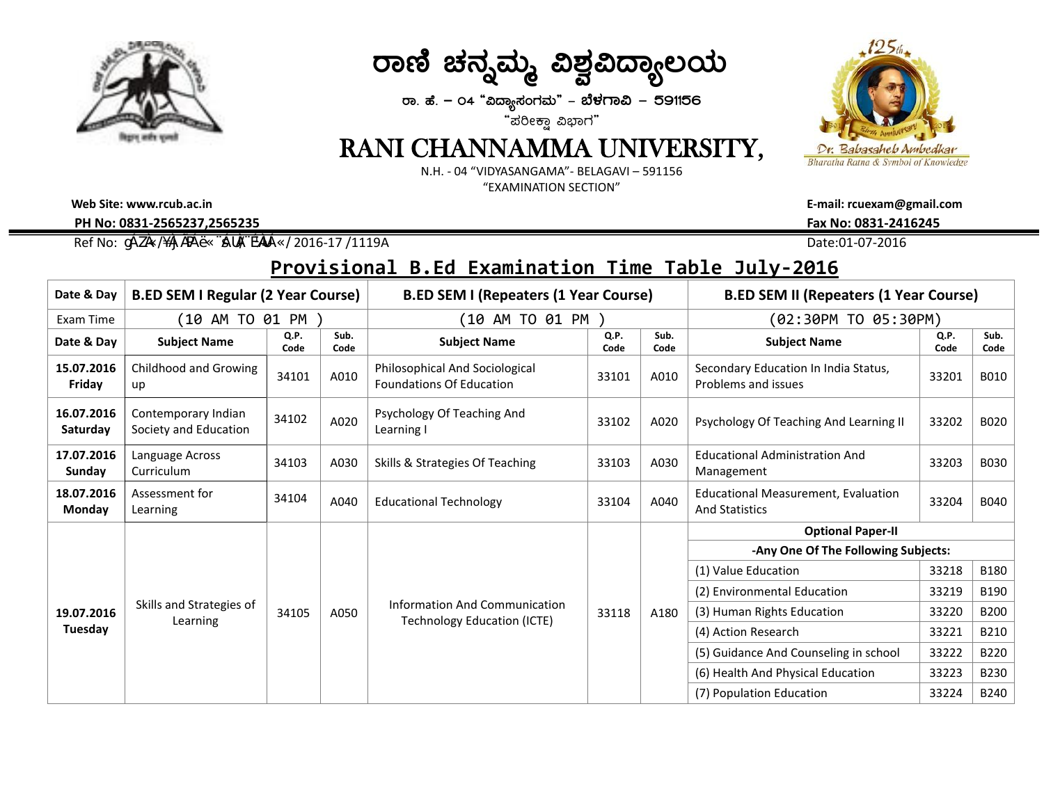# ರಾಣಿ ಚನ್ನಮ್ಮ ವಿಶ್ವವಿದ್ಯಾಲಯ

ರಾ. ಹೆ. – 04 "ವಿದ್ಯಾಸಂಗಮ" – ಬೆಳಗಾವಿ – 591156

"ಪರೀಕ್ಷಾ ವಿಭಾಗ"

# RANI CHANNAMMA UNIVERSITY,

N.H. - 04 "VIDYASANGAMA"- BELAGAVI – 591156

"EXAMINATION SECTION"

**Web Site: www.rcub.ac.in** | **E-mail: rcuexam@gmail.com**

**PH No: 0831-2565237,2565235** | **Fax No: 0831-2416245**

Ref No: gÀZÀ«/¥À/¥ÀÀë«¨sÁUÀ¨ÉÀÁ«/ 2016-17 /1119A | Date:01-07-2016

## Provisional B.Ed Examination Time Table July-2016

| Date & Day | B.ED SEM I Regular (2 Year Course) | | | B.ED SEM I (Repeaters (1 Year Course) | | | B.ED SEM II (Repeaters (1 Year Course) | | |
|---|---|---|---|---|---|---|---|---|---|
| Exam Time | (10 AM TO 01 PM ) | | | (10 AM TO 01 PM ) | | | (02:30PM TO 05:30PM) | | |
| **Date & Day** | **Subject Name** | **Q.P. Code** | **Sub. Code** | **Subject Name** | **Q.P. Code** | **Sub. Code** | **Subject Name** | **Q.P. Code** | **Sub. Code** |
| **15.07.2016 Friday** | Childhood and Growing up | 34101 | A010 | Philosophical And Sociological Foundations Of Education | 33101 | A010 | Secondary Education In India Status, Problems and issues | 33201 | B010 |
| **16.07.2016 Saturday** | Contemporary Indian Society and Education | 34102 | A020 | Psychology Of Teaching And Learning I | 33102 | A020 | Psychology Of Teaching And Learning II | 33202 | B020 |
| **17.07.2016 Sunday** | Language Across Curriculum | 34103 | A030 | Skills & Strategies Of Teaching | 33103 | A030 | Educational Administration And Management | 33203 | B030 |
| **18.07.2016 Monday** | Assessment for Learning | 34104 | A040 | Educational Technology | 33104 | A040 | Educational Measurement, Evaluation And Statistics | 33204 | B040 |
| **19.07.2016 Tuesday** | Skills and Strategies of Learning | 34105 | A050 | Information And Communication Technology Education (ICTE) | 33118 | A180 | **Optional Paper-II** | | |
| | | | | | | | **-Any One Of The Following Subjects:** | | |
| | | | | | | | (1) Value Education | 33218 | B180 |
| | | | | | | | (2) Environmental Education | 33219 | B190 |
| | | | | | | | (3) Human Rights Education | 33220 | B200 |
| | | | | | | | (4) Action Research | 33221 | B210 |
| | | | | | | | (5) Guidance And Counseling in school | 33222 | B220 |
| | | | | | | | (6) Health And Physical Education | 33223 | B230 |
| | | | | | | | (7) Population Education | 33224 | B240 |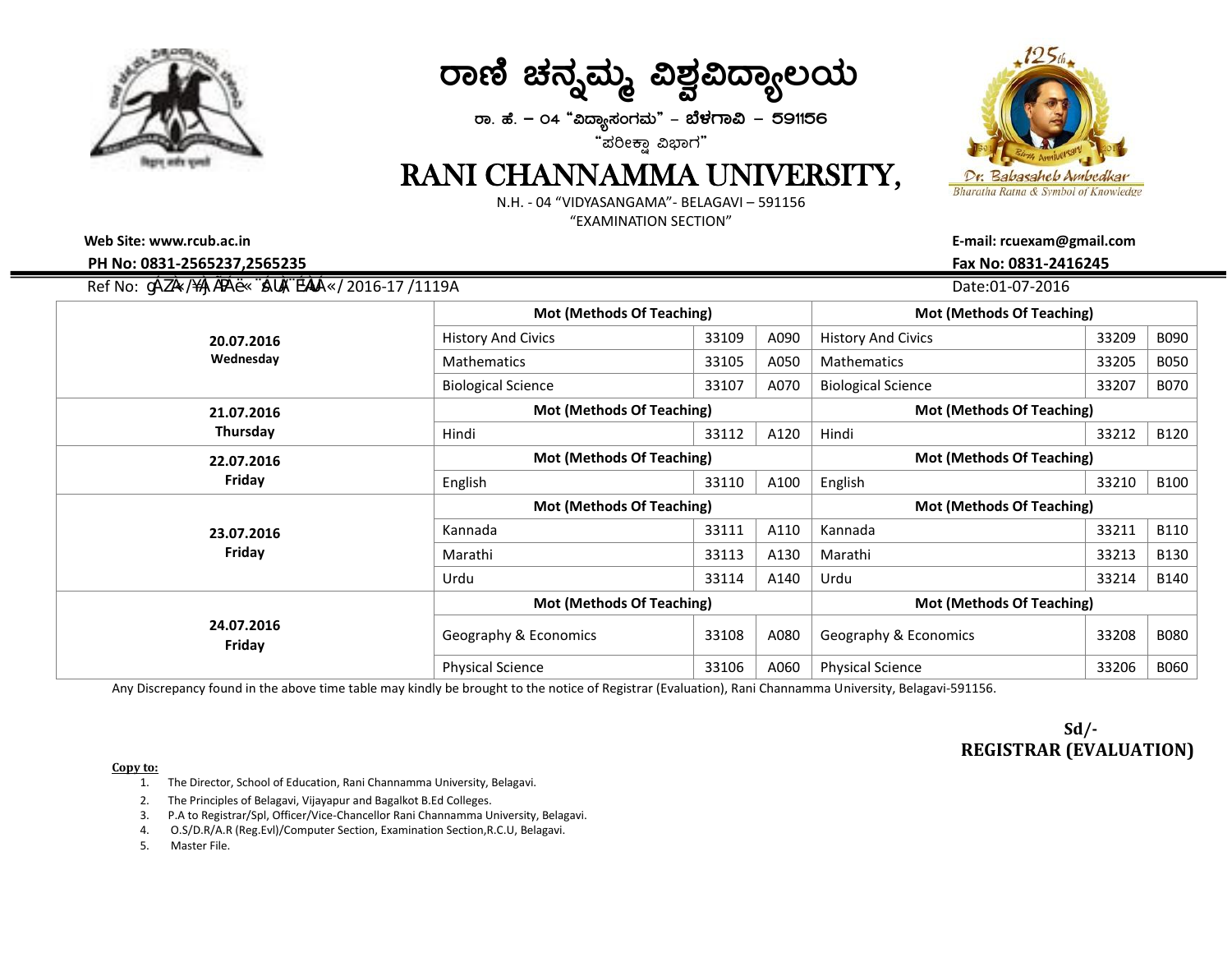# ರಾಣಿ ಚನ್ನಮ್ಮ ವಿಶ್ವವಿದ್ಯಾಲಯ

ರಾ. ಹೆ. – 04 "ವಿದ್ಯಾಸಂಗಮ" – ಬೆಳಗಾವಿ – 591156

"ಪರೀಕ್ಷಾ ವಿಭಾಗ"

# RANI CHANNAMMA UNIVERSITY,

N.H. - 04 "VIDYASANGAMA"- BELAGAVI – 591156

"EXAMINATION SECTION"

**Web Site: www.rcub.ac.in**

**E-mail: rcuexam@gmail.com**

**PH No: 0831-2565237,2565235**

**Fax No: 0831-2416245**

Ref No: gAZÀ«/¥À¤ÃPÀë« ¨ÁUÀ/ ¨ÉÃAÄ«/ 2016-17 /1119A

Date:01-07-2016

| | | | | | | |
|---|---|---|---|---|---|---|
| **20.07.2016 Wednesday** | **Mot (Methods Of Teaching)** | | | **Mot (Methods Of Teaching)** | | |
| | History And Civics | 33109 | A090 | History And Civics | 33209 | B090 |
| | Mathematics | 33105 | A050 | Mathematics | 33205 | B050 |
| | Biological Science | 33107 | A070 | Biological Science | 33207 | B070 |
| **21.07.2016 Thursday** | **Mot (Methods Of Teaching)** | | | **Mot (Methods Of Teaching)** | | |
| | Hindi | 33112 | A120 | Hindi | 33212 | B120 |
| **22.07.2016 Friday** | **Mot (Methods Of Teaching)** | | | **Mot (Methods Of Teaching)** | | |
| | English | 33110 | A100 | English | 33210 | B100 |
| **23.07.2016 Friday** | **Mot (Methods Of Teaching)** | | | **Mot (Methods Of Teaching)** | | |
| | Kannada | 33111 | A110 | Kannada | 33211 | B110 |
| | Marathi | 33113 | A130 | Marathi | 33213 | B130 |
| | Urdu | 33114 | A140 | Urdu | 33214 | B140 |
| **24.07.2016 Friday** | **Mot (Methods Of Teaching)** | | | **Mot (Methods Of Teaching)** | | |
| | Geography & Economics | 33108 | A080 | Geography & Economics | 33208 | B080 |
| | Physical Science | 33106 | A060 | Physical Science | 33206 | B060 |

Any Discrepancy found in the above time table may kindly be brought to the notice of Registrar (Evaluation), Rani Channamma University, Belagavi-591156.

**Sd/-**

**REGISTRAR (EVALUATION)**

**Copy to:**

1. The Director, School of Education, Rani Channamma University, Belagavi.
2. The Principles of Belagavi, Vijayapur and Bagalkot B.Ed Colleges.
3. P.A to Registrar/Spl, Officer/Vice-Chancellor Rani Channamma University, Belagavi.
4. O.S/D.R/A.R (Reg.Evl)/Computer Section, Examination Section,R.C.U, Belagavi.
5. Master File.